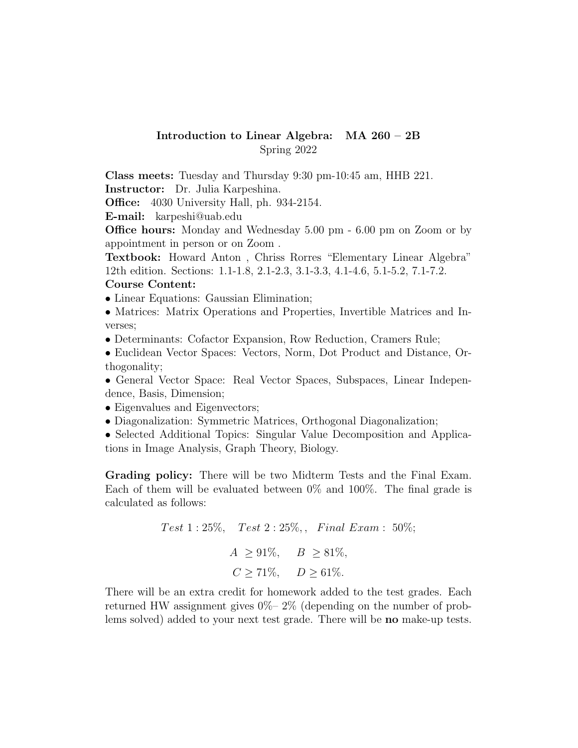**Introduction to Linear Algebra: MA 260 – 2B**
Spring 2022

**Class meets:** Tuesday and Thursday 9:30 pm-10:45 am, HHB 221.
**Instructor:** Dr. Julia Karpeshina.
**Office:** 4030 University Hall, ph. 934-2154.
**E-mail:** karpeshi@uab.edu
**Office hours:** Monday and Wednesday 5.00 pm - 6.00 pm on Zoom or by appointment in person or on Zoom .
**Textbook:** Howard Anton , Chriss Rorres "Elementary Linear Algebra" 12th edition. Sections: 1.1-1.8, 2.1-2.3, 3.1-3.3, 4.1-4.6, 5.1-5.2, 7.1-7.2.
**Course Content:**

- Linear Equations: Gaussian Elimination;
- Matrices: Matrix Operations and Properties, Invertible Matrices and Inverses;
- Determinants: Cofactor Expansion, Row Reduction, Cramers Rule;
- Euclidean Vector Spaces: Vectors, Norm, Dot Product and Distance, Orthogonality;
- General Vector Space: Real Vector Spaces, Subspaces, Linear Independence, Basis, Dimension;
- Eigenvalues and Eigenvectors;
- Diagonalization: Symmetric Matrices, Orthogonal Diagonalization;
- Selected Additional Topics: Singular Value Decomposition and Applications in Image Analysis, Graph Theory, Biology.

**Grading policy:** There will be two Midterm Tests and the Final Exam. Each of them will be evaluated between 0% and 100%. The final grade is calculated as follows:

$$Test\ 1: 25\%, \quad Test\ 2: 25\%,, \quad Final\ Exam: \ 50\%;$$

$$A \ \geq 91\%, \quad B \ \geq 81\%,$$

$$C \geq 71\%, \quad D \geq 61\%.$$

There will be an extra credit for homework added to the test grades. Each returned HW assignment gives 0%– 2% (depending on the number of problems solved) added to your next test grade. There will be **no** make-up tests.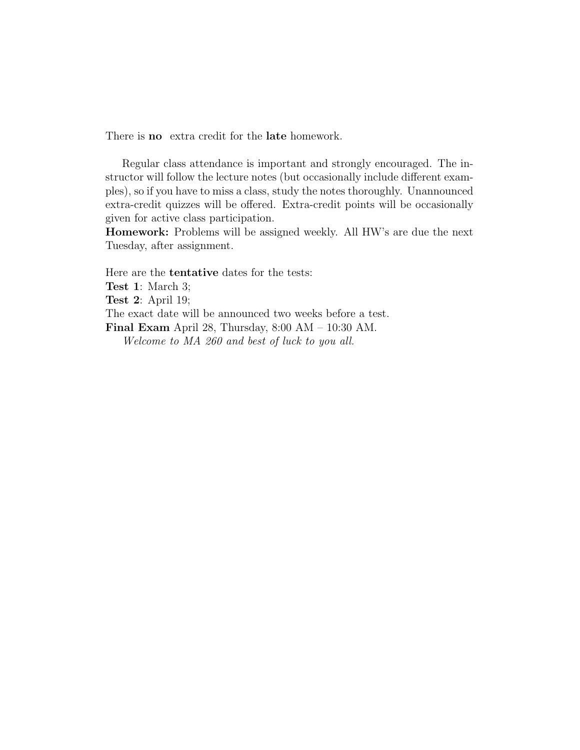There is **no** extra credit for the **late** homework.

Regular class attendance is important and strongly encouraged. The instructor will follow the lecture notes (but occasionally include different examples), so if you have to miss a class, study the notes thoroughly. Unannounced extra-credit quizzes will be offered. Extra-credit points will be occasionally given for active class participation.

**Homework:** Problems will be assigned weekly. All HW's are due the next Tuesday, after assignment.

Here are the **tentative** dates for the tests:
**Test 1**: March 3;
**Test 2**: April 19;
The exact date will be announced two weeks before a test.
**Final Exam** April 28, Thursday, 8:00 AM – 10:30 AM.

*Welcome to MA 260 and best of luck to you all.*